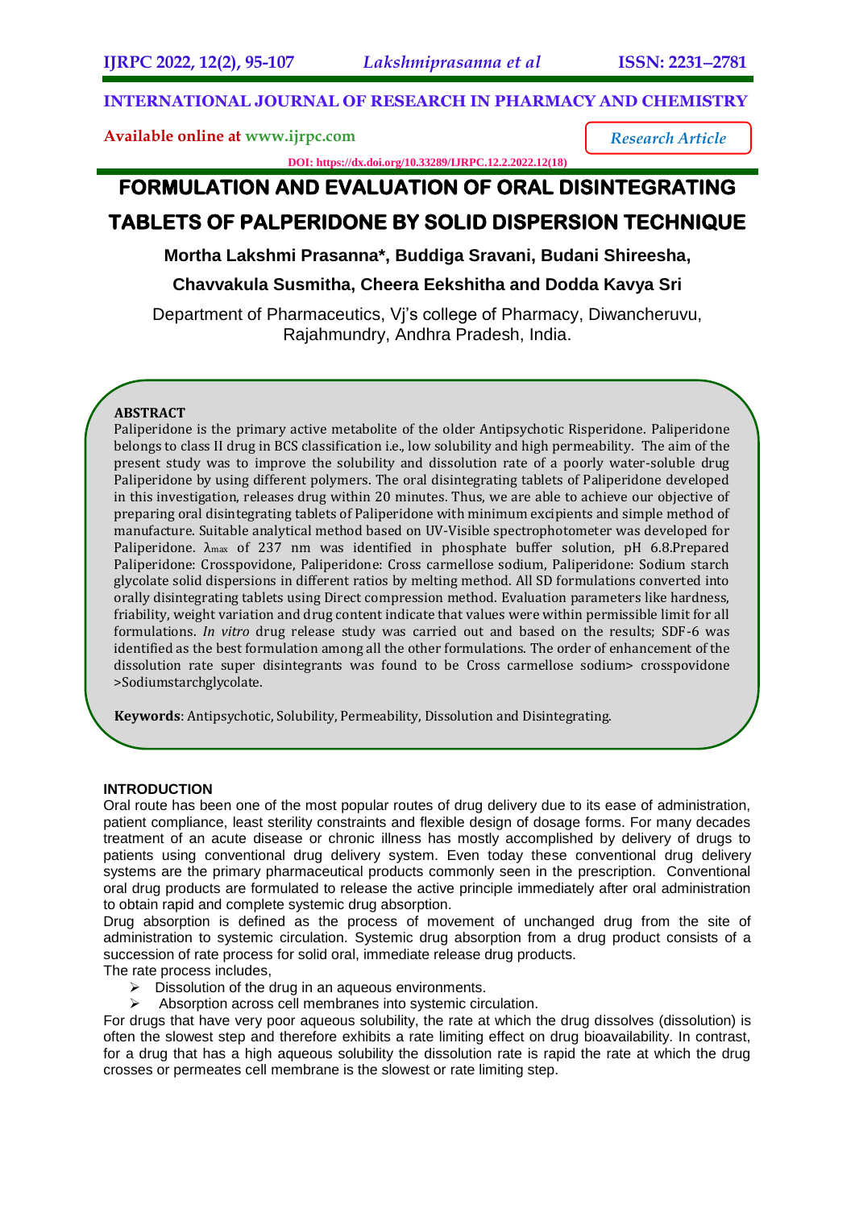# FORMULATION AND EVALUATION OF ORAL DISINTEGRATING TABLETS OF PALPERIDONE BY SOLID DISPERSION TECHNIQUE

**Mortha Lakshmi Prasanna*, Buddiga Sravani, Budani Shireesha, Chavvakula Susmitha, Cheera Eekshitha and Dodda Kavya Sri**

Department of Pharmaceutics, Vj's college of Pharmacy, Diwancheruvu, Rajahmundry, Andhra Pradesh, India.

**Research Article**

DOI: https://dx.doi.org/10.33289/IJRPC.12.2.2022.12(18)

## ABSTRACT

Paliperidone is the primary active metabolite of the older Antipsychotic Risperidone. Paliperidone belongs to class II drug in BCS classification i.e., low solubility and high permeability. The aim of the present study was to improve the solubility and dissolution rate of a poorly water-soluble drug Paliperidone by using different polymers. The oral disintegrating tablets of Paliperidone developed in this investigation, releases drug within 20 minutes. Thus, we are able to achieve our objective of preparing oral disintegrating tablets of Paliperidone with minimum excipients and simple method of manufacture. Suitable analytical method based on UV-Visible spectrophotometer was developed for Paliperidone. $\lambda_{max}$ of 237 nm was identified in phosphate buffer solution, pH 6.8.Prepared Paliperidone: Crosspovidone, Paliperidone: Cross carmellose sodium, Paliperidone: Sodium starch glycolate solid dispersions in different ratios by melting method. All SD formulations converted into orally disintegrating tablets using Direct compression method. Evaluation parameters like hardness, friability, weight variation and drug content indicate that values were within permissible limit for all formulations. *In vitro* drug release study was carried out and based on the results; SDF-6 was identified as the best formulation among all the other formulations. The order of enhancement of the dissolution rate super disintegrants was found to be Cross carmellose sodium> crosspovidone >Sodiumstarchglycolate.

**Keywords**: Antipsychotic, Solubility, Permeability, Dissolution and Disintegrating.

## INTRODUCTION

Oral route has been one of the most popular routes of drug delivery due to its ease of administration, patient compliance, least sterility constraints and flexible design of dosage forms. For many decades treatment of an acute disease or chronic illness has mostly accomplished by delivery of drugs to patients using conventional drug delivery system. Even today these conventional drug delivery systems are the primary pharmaceutical products commonly seen in the prescription. Conventional oral drug products are formulated to release the active principle immediately after oral administration to obtain rapid and complete systemic drug absorption.

Drug absorption is defined as the process of movement of unchanged drug from the site of administration to systemic circulation. Systemic drug absorption from a drug product consists of a succession of rate process for solid oral, immediate release drug products.

The rate process includes,

- Dissolution of the drug in an aqueous environments.
- Absorption across cell membranes into systemic circulation.

For drugs that have very poor aqueous solubility, the rate at which the drug dissolves (dissolution) is often the slowest step and therefore exhibits a rate limiting effect on drug bioavailability. In contrast, for a drug that has a high aqueous solubility the dissolution rate is rapid the rate at which the drug crosses or permeates cell membrane is the slowest or rate limiting step.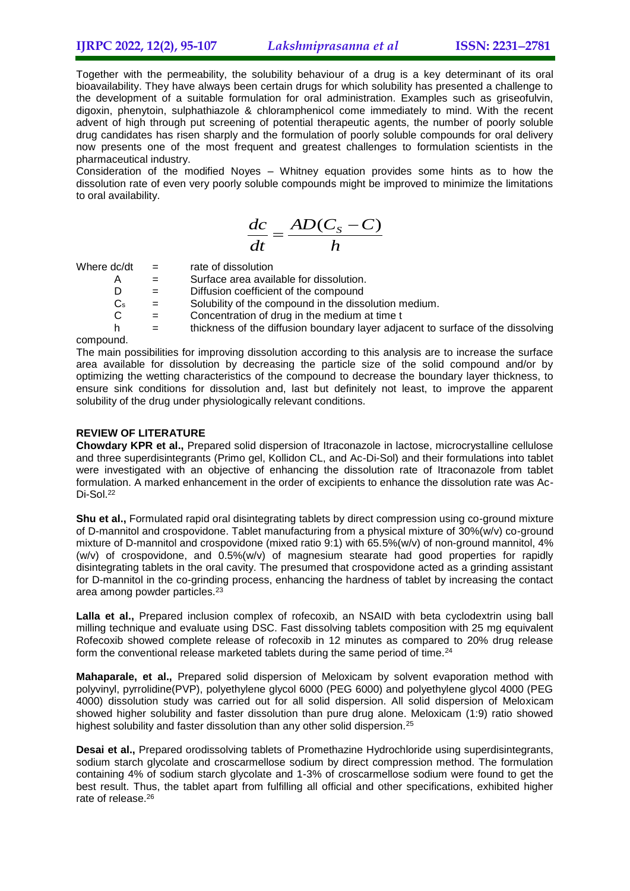Together with the permeability, the solubility behaviour of a drug is a key determinant of its oral bioavailability. They have always been certain drugs for which solubility has presented a challenge to the development of a suitable formulation for oral administration. Examples such as griseofulvin, digoxin, phenytoin, sulphathiazole & chloramphenicol come immediately to mind. With the recent advent of high through put screening of potential therapeutic agents, the number of poorly soluble drug candidates has risen sharply and the formulation of poorly soluble compounds for oral delivery now presents one of the most frequent and greatest challenges to formulation scientists in the pharmaceutical industry.

Consideration of the modified Noyes – Whitney equation provides some hints as to how the dissolution rate of even very poorly soluble compounds might be improved to minimize the limitations to oral availability.

$$\frac{dc}{dt} = \frac{AD(C_S - C)}{h}$$

Where dc/dt = rate of dissolution

- A = Surface area available for dissolution.
- D = Diffusion coefficient of the compound
- $C_s$ = Solubility of the compound in the dissolution medium.
- C = Concentration of drug in the medium at time t
- h = thickness of the diffusion boundary layer adjacent to surface of the dissolving compound.

The main possibilities for improving dissolution according to this analysis are to increase the surface area available for dissolution by decreasing the particle size of the solid compound and/or by optimizing the wetting characteristics of the compound to decrease the boundary layer thickness, to ensure sink conditions for dissolution and, last but definitely not least, to improve the apparent solubility of the drug under physiologically relevant conditions.

## REVIEW OF LITERATURE

**Chowdary KPR et al.,** Prepared solid dispersion of Itraconazole in lactose, microcrystalline cellulose and three superdisintegrants (Primo gel, Kollidon CL, and Ac-Di-Sol) and their formulations into tablet were investigated with an objective of enhancing the dissolution rate of Itraconazole from tablet formulation. A marked enhancement in the order of excipients to enhance the dissolution rate was Ac-Di-Sol.[22]

**Shu et al.,** Formulated rapid oral disintegrating tablets by direct compression using co-ground mixture of D-mannitol and crospovidone. Tablet manufacturing from a physical mixture of 30%(w/v) co-ground mixture of D-mannitol and crospovidone (mixed ratio 9:1) with 65.5%(w/v) of non-ground mannitol, 4% (w/v) of crospovidone, and 0.5%(w/v) of magnesium stearate had good properties for rapidly disintegrating tablets in the oral cavity. The presumed that crospovidone acted as a grinding assistant for D-mannitol in the co-grinding process, enhancing the hardness of tablet by increasing the contact area among powder particles.[23]

**Lalla et al.,** Prepared inclusion complex of rofecoxib, an NSAID with beta cyclodextrin using ball milling technique and evaluate using DSC. Fast dissolving tablets composition with 25 mg equivalent Rofecoxib showed complete release of rofecoxib in 12 minutes as compared to 20% drug release form the conventional release marketed tablets during the same period of time.[24]

**Mahaparale, et al.,** Prepared solid dispersion of Meloxicam by solvent evaporation method with polyvinyl, pyrrolidine(PVP), polyethylene glycol 6000 (PEG 6000) and polyethylene glycol 4000 (PEG 4000) dissolution study was carried out for all solid dispersion. All solid dispersion of Meloxicam showed higher solubility and faster dissolution than pure drug alone. Meloxicam (1:9) ratio showed highest solubility and faster dissolution than any other solid dispersion.[25]

**Desai et al.,** Prepared orodissolving tablets of Promethazine Hydrochloride using superdisintegrants, sodium starch glycolate and croscarmellose sodium by direct compression method. The formulation containing 4% of sodium starch glycolate and 1-3% of croscarmellose sodium were found to get the best result. Thus, the tablet apart from fulfilling all official and other specifications, exhibited higher rate of release.[26]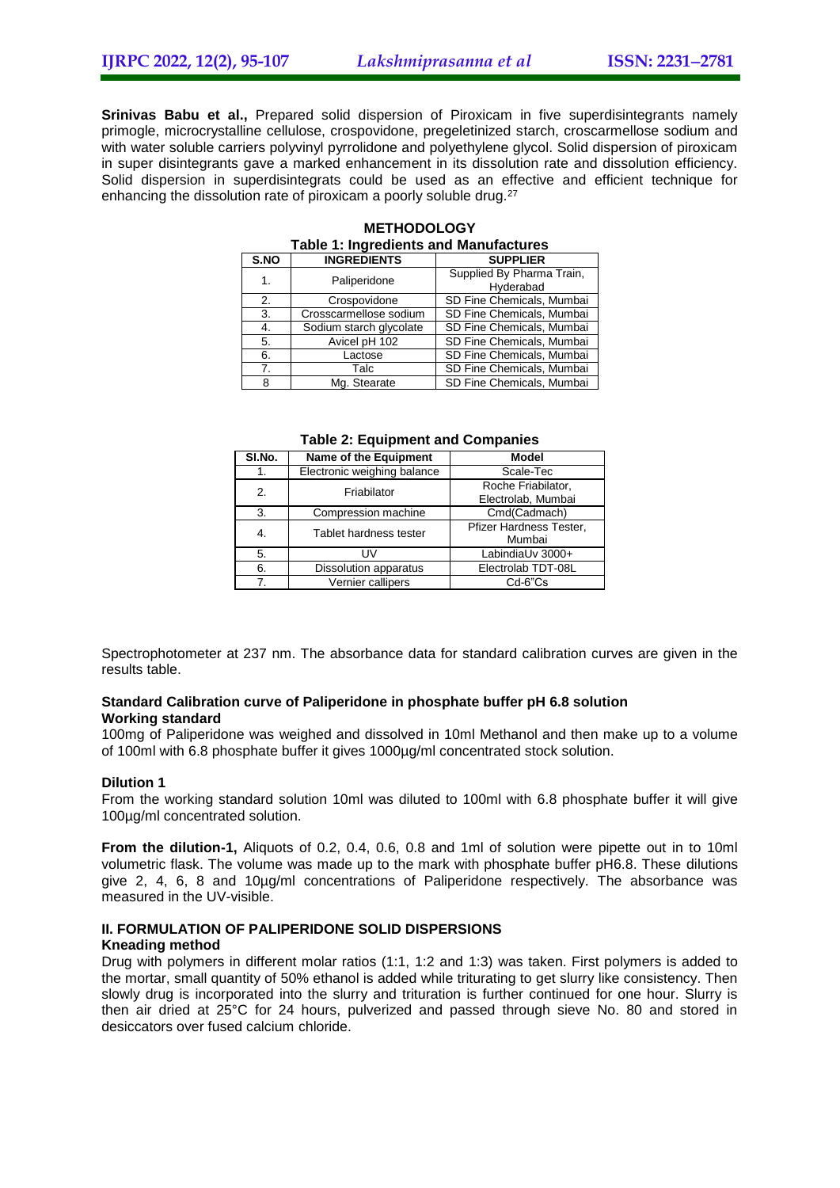**Srinivas Babu et al.,** Prepared solid dispersion of Piroxicam in five superdisintegrants namely primogle, microcrystalline cellulose, crospovidone, pregeletinized starch, croscarmellose sodium and with water soluble carriers polyvinyl pyrrolidone and polyethylene glycol. Solid dispersion of piroxicam in super disintegrants gave a marked enhancement in its dissolution rate and dissolution efficiency. Solid dispersion in superdisintegrats could be used as an effective and efficient technique for enhancing the dissolution rate of piroxicam a poorly soluble drug.[27]

## METHODOLOGY

**Table 1: Ingredients and Manufactures**

| S.NO | INGREDIENTS | SUPPLIER |
|---|---|---|
| 1. | Paliperidone | Supplied By Pharma Train, Hyderabad |
| 2. | Crospovidone | SD Fine Chemicals, Mumbai |
| 3. | Crosscarmellose sodium | SD Fine Chemicals, Mumbai |
| 4. | Sodium starch glycolate | SD Fine Chemicals, Mumbai |
| 5. | Avicel pH 102 | SD Fine Chemicals, Mumbai |
| 6. | Lactose | SD Fine Chemicals, Mumbai |
| 7. | Talc | SD Fine Chemicals, Mumbai |
| 8 | Mg. Stearate | SD Fine Chemicals, Mumbai |

**Table 2: Equipment and Companies**

| SI.No. | Name of the Equipment | Model |
|---|---|---|
| 1. | Electronic weighing balance | Scale-Tec |
| 2. | Friabilator | Roche Friabilator, Electrolab, Mumbai |
| 3. | Compression machine | Cmd(Cadmach) |
| 4. | Tablet hardness tester | Pfizer Hardness Tester, Mumbai |
| 5. | UV | LabindiaUv 3000+ |
| 6. | Dissolution apparatus | Electrolab TDT-08L |
| 7. | Vernier callipers | Cd-6"Cs |

Spectrophotometer at 237 nm. The absorbance data for standard calibration curves are given in the results table.

**Standard Calibration curve of Paliperidone in phosphate buffer pH 6.8 solution**
**Working standard**

100mg of Paliperidone was weighed and dissolved in 10ml Methanol and then make up to a volume of 100ml with 6.8 phosphate buffer it gives 1000µg/ml concentrated stock solution.

**Dilution 1**

From the working standard solution 10ml was diluted to 100ml with 6.8 phosphate buffer it will give 100µg/ml concentrated solution.

**From the dilution-1,** Aliquots of 0.2, 0.4, 0.6, 0.8 and 1ml of solution were pipette out in to 10ml volumetric flask. The volume was made up to the mark with phosphate buffer pH6.8. These dilutions give 2, 4, 6, 8 and 10µg/ml concentrations of Paliperidone respectively. The absorbance was measured in the UV-visible.

### II. FORMULATION OF PALIPERIDONE SOLID DISPERSIONS

**Kneading method**

Drug with polymers in different molar ratios (1:1, 1:2 and 1:3) was taken. First polymers is added to the mortar, small quantity of 50% ethanol is added while triturating to get slurry like consistency. Then slowly drug is incorporated into the slurry and trituration is further continued for one hour. Slurry is then air dried at 25°C for 24 hours, pulverized and passed through sieve No. 80 and stored in desiccators over fused calcium chloride.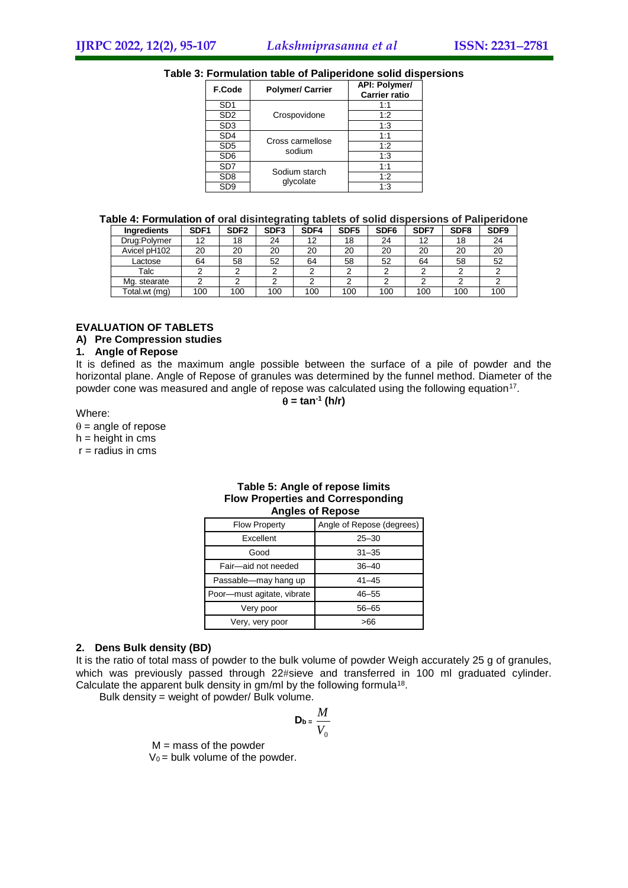**Table 3: Formulation table of Paliperidone solid dispersions**

| F.Code | Polymer/ Carrier | API: Polymer/ Carrier ratio |
|---|---|---|
| SD1 | Crospovidone | 1:1 |
| SD2 | | 1:2 |
| SD3 | | 1:3 |
| SD4 | Cross carmellose sodium | 1:1 |
| SD5 | | 1:2 |
| SD6 | | 1:3 |
| SD7 | Sodium starch glycolate | 1:1 |
| SD8 | | 1:2 |
| SD9 | | 1:3 |

**Table 4: Formulation of oral disintegrating tablets of solid dispersions of Paliperidone**

| Ingredients | SDF1 | SDF2 | SDF3 | SDF4 | SDF5 | SDF6 | SDF7 | SDF8 | SDF9 |
|---|---|---|---|---|---|---|---|---|---|
| Drug:Polymer | 12 | 18 | 24 | 12 | 18 | 24 | 12 | 18 | 24 |
| Avicel pH102 | 20 | 20 | 20 | 20 | 20 | 20 | 20 | 20 | 20 |
| Lactose | 64 | 58 | 52 | 64 | 58 | 52 | 64 | 58 | 52 |
| Talc | 2 | 2 | 2 | 2 | 2 | 2 | 2 | 2 | 2 |
| Mg. stearate | 2 | 2 | 2 | 2 | 2 | 2 | 2 | 2 | 2 |
| Total.wt (mg) | 100 | 100 | 100 | 100 | 100 | 100 | 100 | 100 | 100 |

## EVALUATION OF TABLETS

### A) Pre Compression studies

#### 1. Angle of Repose

It is defined as the maximum angle possible between the surface of a pile of powder and the horizontal plane. Angle of Repose of granules was determined by the funnel method. Diameter of the powder cone was measured and angle of repose was calculated using the following equation[17].

$$\theta = \tan^{-1} (h/r)$$

Where:

$\theta$ = angle of repose
h = height in cms
r = radius in cms

**Table 5: Angle of repose limits Flow Properties and Corresponding Angles of Repose**

| Flow Property | Angle of Repose (degrees) |
|---|---|
| Excellent | 25–30 |
| Good | 31–35 |
| Fair—aid not needed | 36–40 |
| Passable—may hang up | 41–45 |
| Poor—must agitate, vibrate | 46–55 |
| Very poor | 56–65 |
| Very, very poor | >66 |

#### 2. Dens Bulk density (BD)

It is the ratio of total mass of powder to the bulk volume of powder Weigh accurately 25 g of granules, which was previously passed through 22#sieve and transferred in 100 ml graduated cylinder. Calculate the apparent bulk density in gm/ml by the following formula[18].

Bulk density = weight of powder/ Bulk volume.

$$D_b = \frac{M}{V_0}$$

M = mass of the powder
$V_0$ = bulk volume of the powder.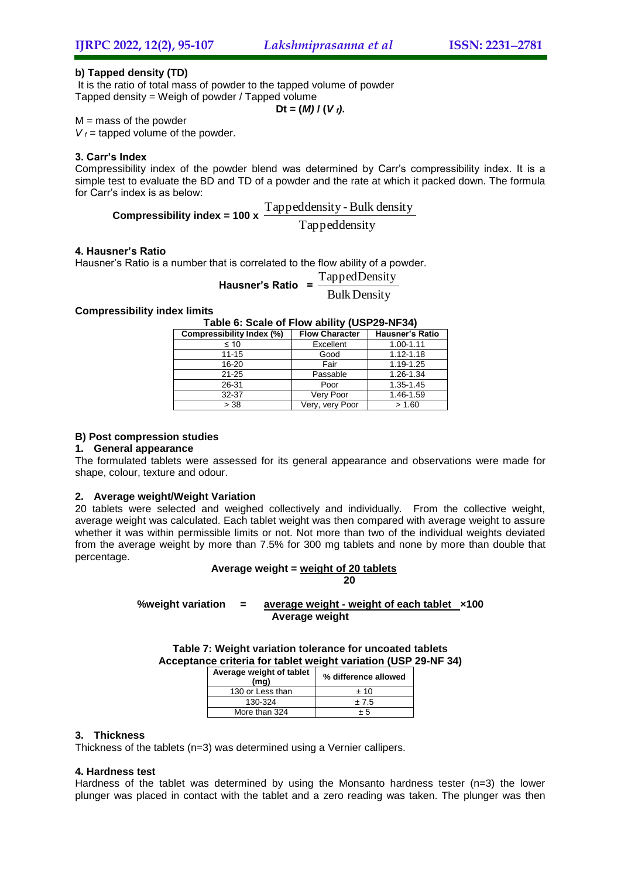#### b) Tapped density (TD)

It is the ratio of total mass of powder to the tapped volume of powder
Tapped density = Weigh of powder / Tapped volume

$$D_t = (M) / (V_f).$$

M = mass of the powder
$V_f$ = tapped volume of the powder.

#### 3. Carr's Index

Compressibility index of the powder blend was determined by Carr's compressibility index. It is a simple test to evaluate the BD and TD of a powder and the rate at which it packed down. The formula for Carr's index is as below:

$$\text{Compressibility index} = 100 \times \frac{\text{Tappeddensity} - \text{Bulk density}}{\text{Tappeddensity}}$$

#### 4. Hausner's Ratio

Hausner's Ratio is a number that is correlated to the flow ability of a powder.

$$\text{Hausner's Ratio} = \frac{\text{TappedDensity}}{\text{Bulk Density}}$$

**Compressibility index limits**

**Table 6: Scale of Flow ability (USP29-NF34)**

| Compressibility Index (%) | Flow Character | Hausner's Ratio |
|---|---|---|
| ≤ 10 | Excellent | 1.00-1.11 |
| 11-15 | Good | 1.12-1.18 |
| 16-20 | Fair | 1.19-1.25 |
| 21-25 | Passable | 1.26-1.34 |
| 26-31 | Poor | 1.35-1.45 |
| 32-37 | Very Poor | 1.46-1.59 |
| > 38 | Very, very Poor | > 1.60 |

### B) Post compression studies

#### 1. General appearance

The formulated tablets were assessed for its general appearance and observations were made for shape, colour, texture and odour.

#### 2. Average weight/Weight Variation

20 tablets were selected and weighed collectively and individually. From the collective weight, average weight was calculated. Each tablet weight was then compared with average weight to assure whether it was within permissible limits or not. Not more than two of the individual weights deviated from the average weight by more than 7.5% for 300 mg tablets and none by more than double that percentage.

$$\text{Average weight} = \frac{\text{weight of 20 tablets}}{20}$$

$$\text{\%weight variation} = \frac{\text{average weight} - \text{weight of each tablet}}{\text{Average weight}} \times 100$$

**Table 7: Weight variation tolerance for uncoated tablets**
**Acceptance criteria for tablet weight variation (USP 29-NF 34)**

| Average weight of tablet (mg) | % difference allowed |
|---|---|
| 130 or Less than | ± 10 |
| 130-324 | ± 7.5 |
| More than 324 | ± 5 |

#### 3. Thickness

Thickness of the tablets (n=3) was determined using a Vernier callipers.

#### 4. Hardness test

Hardness of the tablet was determined by using the Monsanto hardness tester (n=3) the lower plunger was placed in contact with the tablet and a zero reading was taken. The plunger was then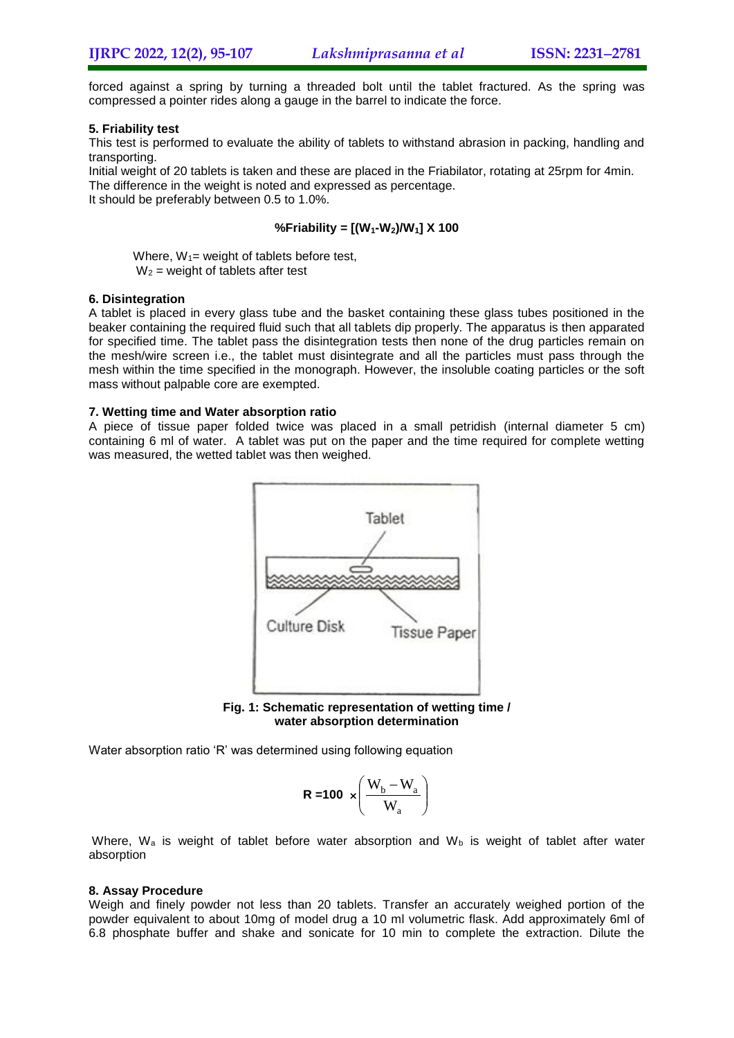forced against a spring by turning a threaded bolt until the tablet fractured. As the spring was compressed a pointer rides along a gauge in the barrel to indicate the force.

**5. Friability test**

This test is performed to evaluate the ability of tablets to withstand abrasion in packing, handling and transporting.

Initial weight of 20 tablets is taken and these are placed in the Friabilator, rotating at 25rpm for 4min. The difference in the weight is noted and expressed as percentage.

It should be preferably between 0.5 to 1.0%.

$$\%Friability = [(W_1-W_2)/W_1] \times 100$$

Where, $W_1$= weight of tablets before test,
$W_2$ = weight of tablets after test

**6. Disintegration**

A tablet is placed in every glass tube and the basket containing these glass tubes positioned in the beaker containing the required fluid such that all tablets dip properly. The apparatus is then apparated for specified time. The tablet pass the disintegration tests then none of the drug particles remain on the mesh/wire screen i.e., the tablet must disintegrate and all the particles must pass through the mesh within the time specified in the monograph. However, the insoluble coating particles or the soft mass without palpable core are exempted.

**7. Wetting time and Water absorption ratio**

A piece of tissue paper folded twice was placed in a small petridish (internal diameter 5 cm) containing 6 ml of water. A tablet was put on the paper and the time required for complete wetting was measured, the wetted tablet was then weighed.

Tablet

Culture Disk

Tissue Paper

**Fig. 1: Schematic representation of wetting time / water absorption determination**

Water absorption ratio 'R' was determined using following equation

$$R = 100 \times \left(\frac{W_b - W_a}{W_a}\right)$$

Where, $W_a$ is weight of tablet before water absorption and $W_b$ is weight of tablet after water absorption

**8. Assay Procedure**

Weigh and finely powder not less than 20 tablets. Transfer an accurately weighed portion of the powder equivalent to about 10mg of model drug a 10 ml volumetric flask. Add approximately 6ml of 6.8 phosphate buffer and shake and sonicate for 10 min to complete the extraction. Dilute the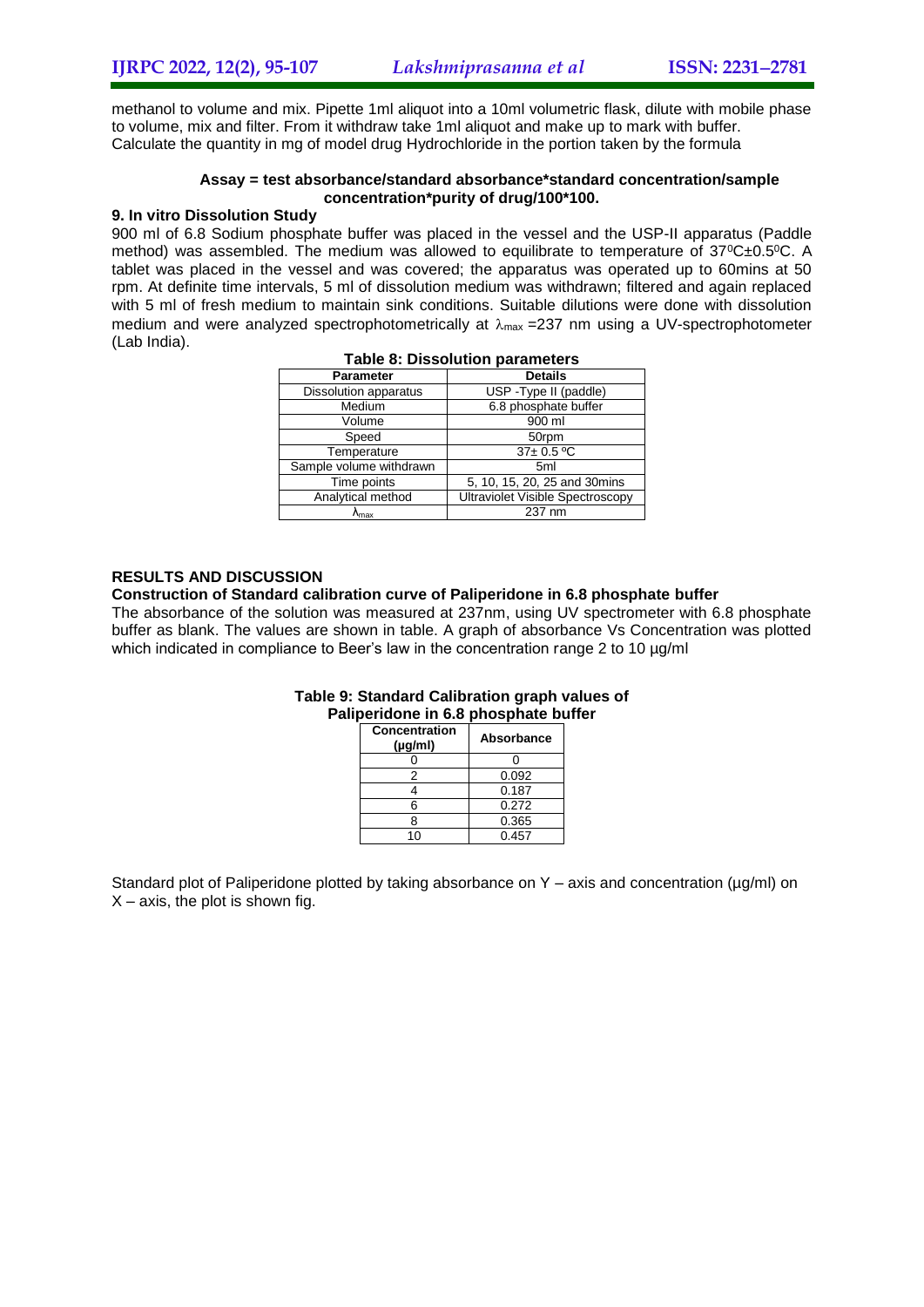methanol to volume and mix. Pipette 1ml aliquot into a 10ml volumetric flask, dilute with mobile phase to volume, mix and filter. From it withdraw take 1ml aliquot and make up to mark with buffer. Calculate the quantity in mg of model drug Hydrochloride in the portion taken by the formula

**Assay = test absorbance/standard absorbance*standard concentration/sample concentration*purity of drug/100*100.**

### 9. In vitro Dissolution Study

900 ml of 6.8 Sodium phosphate buffer was placed in the vessel and the USP-II apparatus (Paddle method) was assembled. The medium was allowed to equilibrate to temperature of $37^0C \pm 0.5^0C$. A tablet was placed in the vessel and was covered; the apparatus was operated up to 60mins at 50 rpm. At definite time intervals, 5 ml of dissolution medium was withdrawn; filtered and again replaced with 5 ml of fresh medium to maintain sink conditions. Suitable dilutions were done with dissolution medium and were analyzed spectrophotometrically at $\lambda_{max}$ =237 nm using a UV-spectrophotometer (Lab India).

**Table 8: Dissolution parameters**

| Parameter | Details |
|---|---|
| Dissolution apparatus | USP -Type II (paddle) |
| Medium | 6.8 phosphate buffer |
| Volume | 900 ml |
| Speed | 50rpm |
| Temperature | 37± 0.5 ºC |
| Sample volume withdrawn | 5ml |
| Time points | 5, 10, 15, 20, 25 and 30mins |
| Analytical method | Ultraviolet Visible Spectroscopy |
| $\lambda_{max}$ | 237 nm |

## RESULTS AND DISCUSSION

### Construction of Standard calibration curve of Paliperidone in 6.8 phosphate buffer

The absorbance of the solution was measured at 237nm, using UV spectrometer with 6.8 phosphate buffer as blank. The values are shown in table. A graph of absorbance Vs Concentration was plotted which indicated in compliance to Beer's law in the concentration range 2 to 10 µg/ml

**Table 9: Standard Calibration graph values of Paliperidone in 6.8 phosphate buffer**

| Concentration (µg/ml) | Absorbance |
|---|---|
| 0 | 0 |
| 2 | 0.092 |
| 4 | 0.187 |
| 6 | 0.272 |
| 8 | 0.365 |
| 10 | 0.457 |

Standard plot of Paliperidone plotted by taking absorbance on Y – axis and concentration (µg/ml) on X – axis, the plot is shown fig.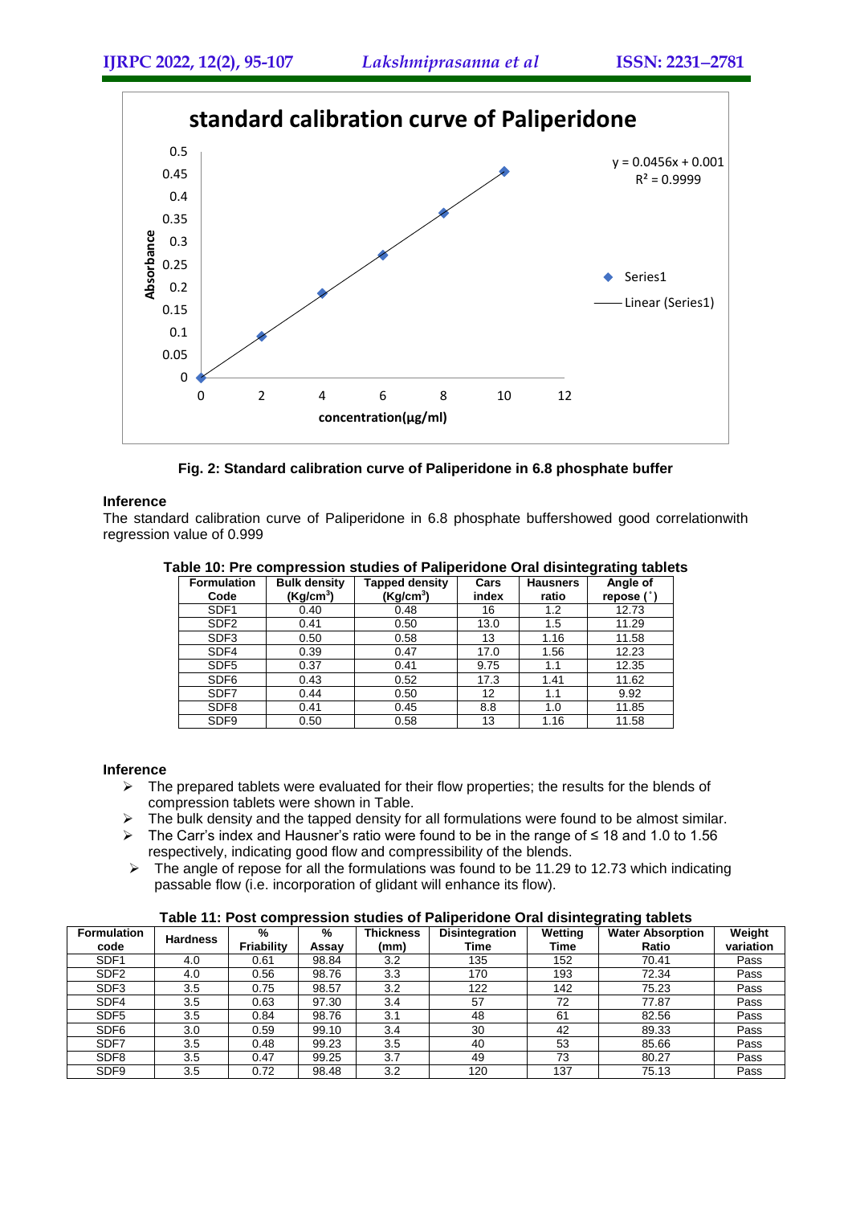**Fig. 2: Standard calibration curve of Paliperidone in 6.8 phosphate buffer**

### Inference

The standard calibration curve of Paliperidone in 6.8 phosphate buffershowed good correlationwith regression value of 0.999

**Table 10: Pre compression studies of Paliperidone Oral disintegrating tablets**

| Formulation Code | Bulk density ($Kg/cm^3$) | Tapped density ($Kg/cm^3$) | Cars index | Hausners ratio | Angle of repose (˚) |
|---|---|---|---|---|---|
| SDF1 | 0.40 | 0.48 | 16 | 1.2 | 12.73 |
| SDF2 | 0.41 | 0.50 | 13.0 | 1.5 | 11.29 |
| SDF3 | 0.50 | 0.58 | 13 | 1.16 | 11.58 |
| SDF4 | 0.39 | 0.47 | 17.0 | 1.56 | 12.23 |
| SDF5 | 0.37 | 0.41 | 9.75 | 1.1 | 12.35 |
| SDF6 | 0.43 | 0.52 | 17.3 | 1.41 | 11.62 |
| SDF7 | 0.44 | 0.50 | 12 | 1.1 | 9.92 |
| SDF8 | 0.41 | 0.45 | 8.8 | 1.0 | 11.85 |
| SDF9 | 0.50 | 0.58 | 13 | 1.16 | 11.58 |

### Inference

- The prepared tablets were evaluated for their flow properties; the results for the blends of compression tablets were shown in Table.
- The bulk density and the tapped density for all formulations were found to be almost similar.
- The Carr's index and Hausner's ratio were found to be in the range of ≤ 18 and 1.0 to 1.56 respectively, indicating good flow and compressibility of the blends.
- The angle of repose for all the formulations was found to be 11.29 to 12.73 which indicating passable flow (i.e. incorporation of glidant will enhance its flow).

**Table 11: Post compression studies of Paliperidone Oral disintegrating tablets**

| Formulation code | Hardness | % Friability | % Assay | Thickness (mm) | Disintegration Time | Wetting Time | Water Absorption Ratio | Weight variation |
|---|---|---|---|---|---|---|---|---|
| SDF1 | 4.0 | 0.61 | 98.84 | 3.2 | 135 | 152 | 70.41 | Pass |
| SDF2 | 4.0 | 0.56 | 98.76 | 3.3 | 170 | 193 | 72.34 | Pass |
| SDF3 | 3.5 | 0.75 | 98.57 | 3.2 | 122 | 142 | 75.23 | Pass |
| SDF4 | 3.5 | 0.63 | 97.30 | 3.4 | 57 | 72 | 77.87 | Pass |
| SDF5 | 3.5 | 0.84 | 98.76 | 3.1 | 48 | 61 | 82.56 | Pass |
| SDF6 | 3.0 | 0.59 | 99.10 | 3.4 | 30 | 42 | 89.33 | Pass |
| SDF7 | 3.5 | 0.48 | 99.23 | 3.5 | 40 | 53 | 85.66 | Pass |
| SDF8 | 3.5 | 0.47 | 99.25 | 3.7 | 49 | 73 | 80.27 | Pass |
| SDF9 | 3.5 | 0.72 | 98.48 | 3.2 | 120 | 137 | 75.13 | Pass |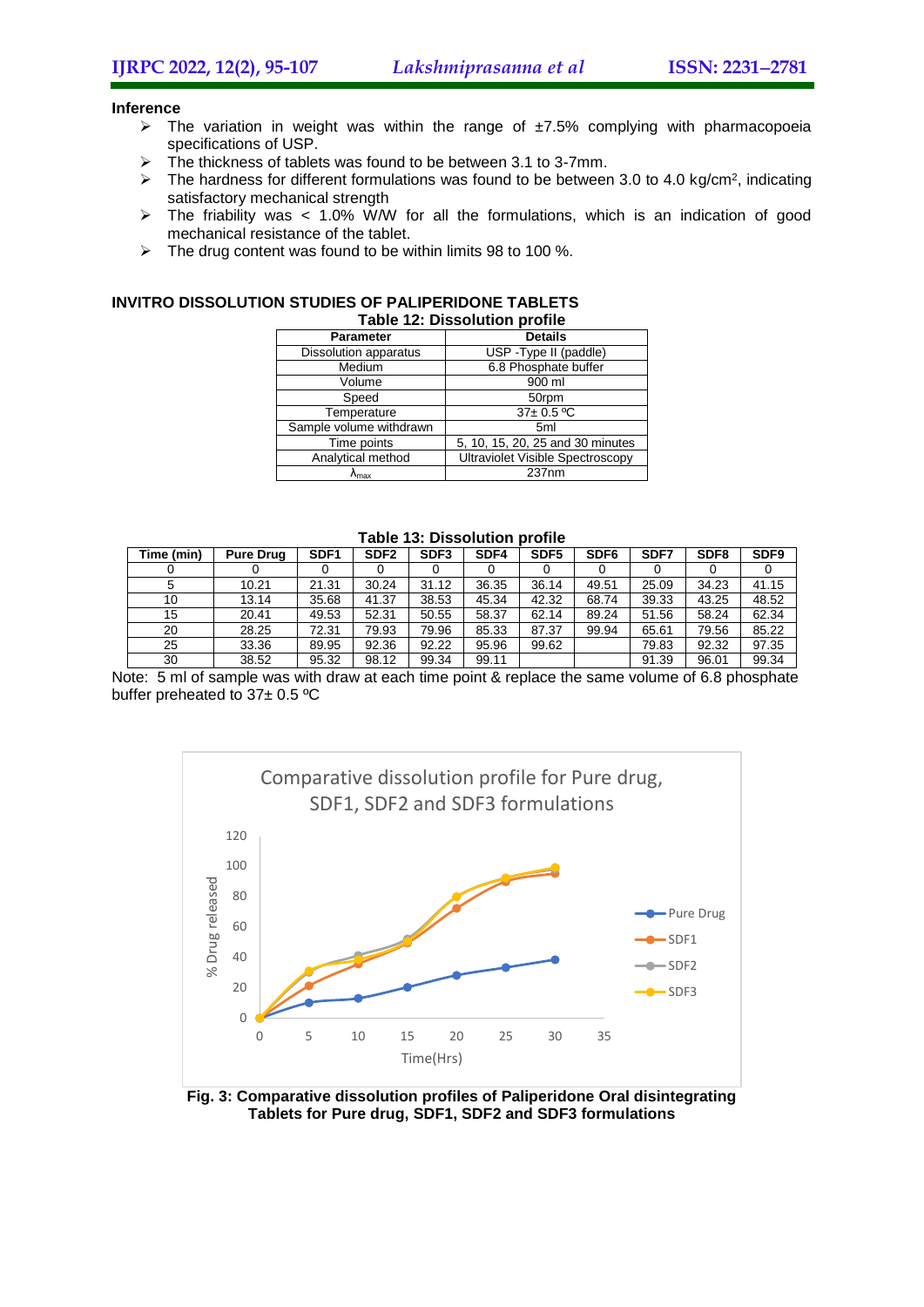**Inference**

- The variation in weight was within the range of ±7.5% complying with pharmacopoeia specifications of USP.
- The thickness of tablets was found to be between 3.1 to 3-7mm.
- The hardness for different formulations was found to be between 3.0 to 4.0 kg/cm$^2$, indicating satisfactory mechanical strength
- The friability was < 1.0% W/W for all the formulations, which is an indication of good mechanical resistance of the tablet.
- The drug content was found to be within limits 98 to 100 %.

## INVITRO DISSOLUTION STUDIES OF PALIPERIDONE TABLETS

**Table 12: Dissolution profile**

| Parameter | Details |
|---|---|
| Dissolution apparatus | USP -Type II (paddle) |
| Medium | 6.8 Phosphate buffer |
| Volume | 900 ml |
| Speed | 50rpm |
| Temperature | 37± 0.5 ºC |
| Sample volume withdrawn | 5ml |
| Time points | 5, 10, 15, 20, 25 and 30 minutes |
| Analytical method | Ultraviolet Visible Spectroscopy |
| $\lambda_{max}$ | 237nm |

**Table 13: Dissolution profile**

| Time (min) | Pure Drug | SDF1 | SDF2 | SDF3 | SDF4 | SDF5 | SDF6 | SDF7 | SDF8 | SDF9 |
|---|---|---|---|---|---|---|---|---|---|---|
| 0 | 0 | 0 | 0 | 0 | 0 | 0 | 0 | 0 | 0 | 0 |
| 5 | 10.21 | 21.31 | 30.24 | 31.12 | 36.35 | 36.14 | 49.51 | 25.09 | 34.23 | 41.15 |
| 10 | 13.14 | 35.68 | 41.37 | 38.53 | 45.34 | 42.32 | 68.74 | 39.33 | 43.25 | 48.52 |
| 15 | 20.41 | 49.53 | 52.31 | 50.55 | 58.37 | 62.14 | 89.24 | 51.56 | 58.24 | 62.34 |
| 20 | 28.25 | 72.31 | 79.93 | 79.96 | 85.33 | 87.37 | 99.94 | 65.61 | 79.56 | 85.22 |
| 25 | 33.36 | 89.95 | 92.36 | 92.22 | 95.96 | 99.62 | | 79.83 | 92.32 | 97.35 |
| 30 | 38.52 | 95.32 | 98.12 | 99.34 | 99.11 | | | 91.39 | 96.01 | 99.34 |

Note: 5 ml of sample was with draw at each time point & replace the same volume of 6.8 phosphate buffer preheated to 37± 0.5 ºC

**Fig. 3: Comparative dissolution profiles of Paliperidone Oral disintegrating Tablets for Pure drug, SDF1, SDF2 and SDF3 formulations**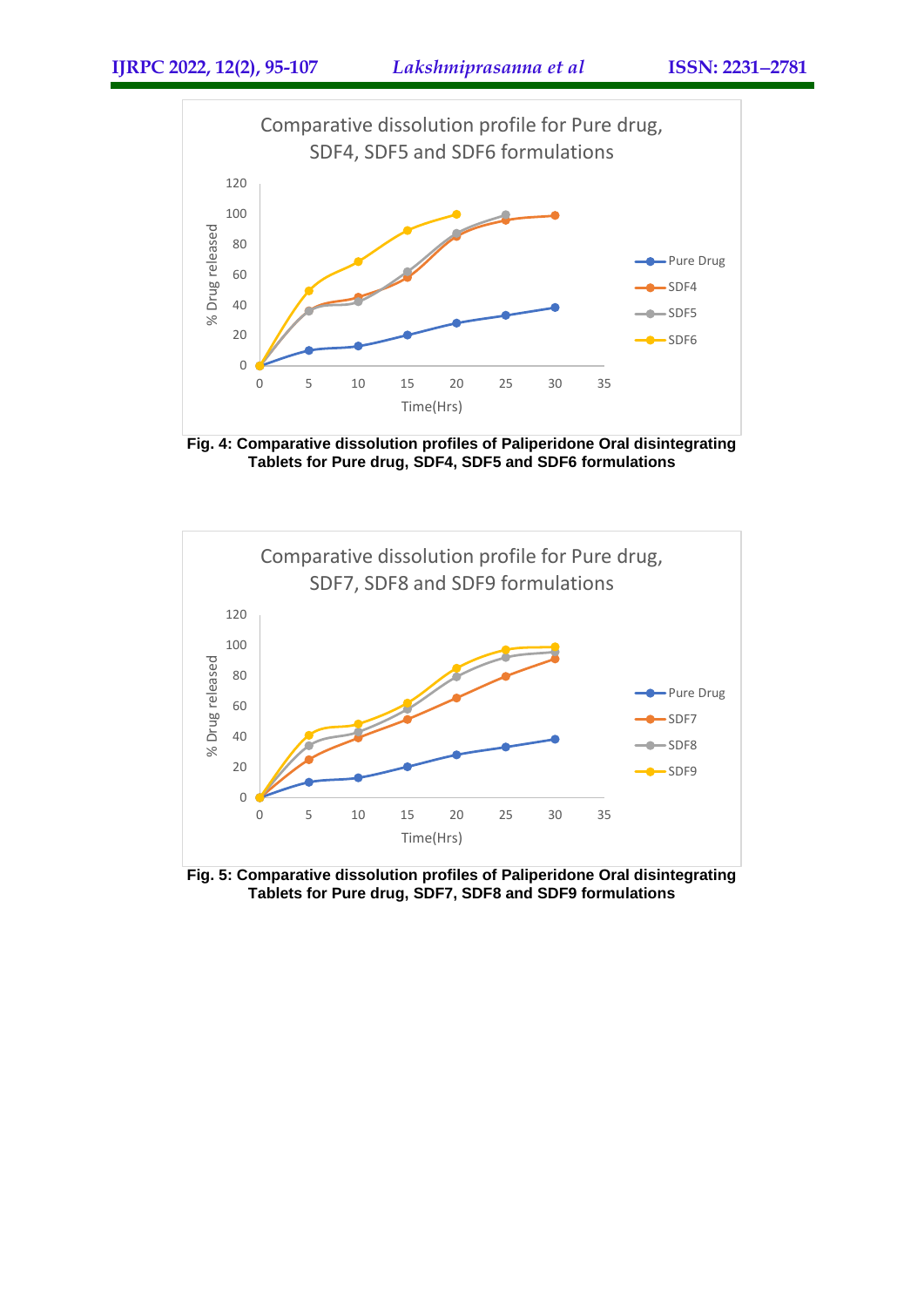Comparative dissolution profile for Pure drug, SDF4, SDF5 and SDF6 formulations

**Fig. 4: Comparative dissolution profiles of Paliperidone Oral disintegrating Tablets for Pure drug, SDF4, SDF5 and SDF6 formulations**

Comparative dissolution profile for Pure drug, SDF7, SDF8 and SDF9 formulations

**Fig. 5: Comparative dissolution profiles of Paliperidone Oral disintegrating Tablets for Pure drug, SDF7, SDF8 and SDF9 formulations**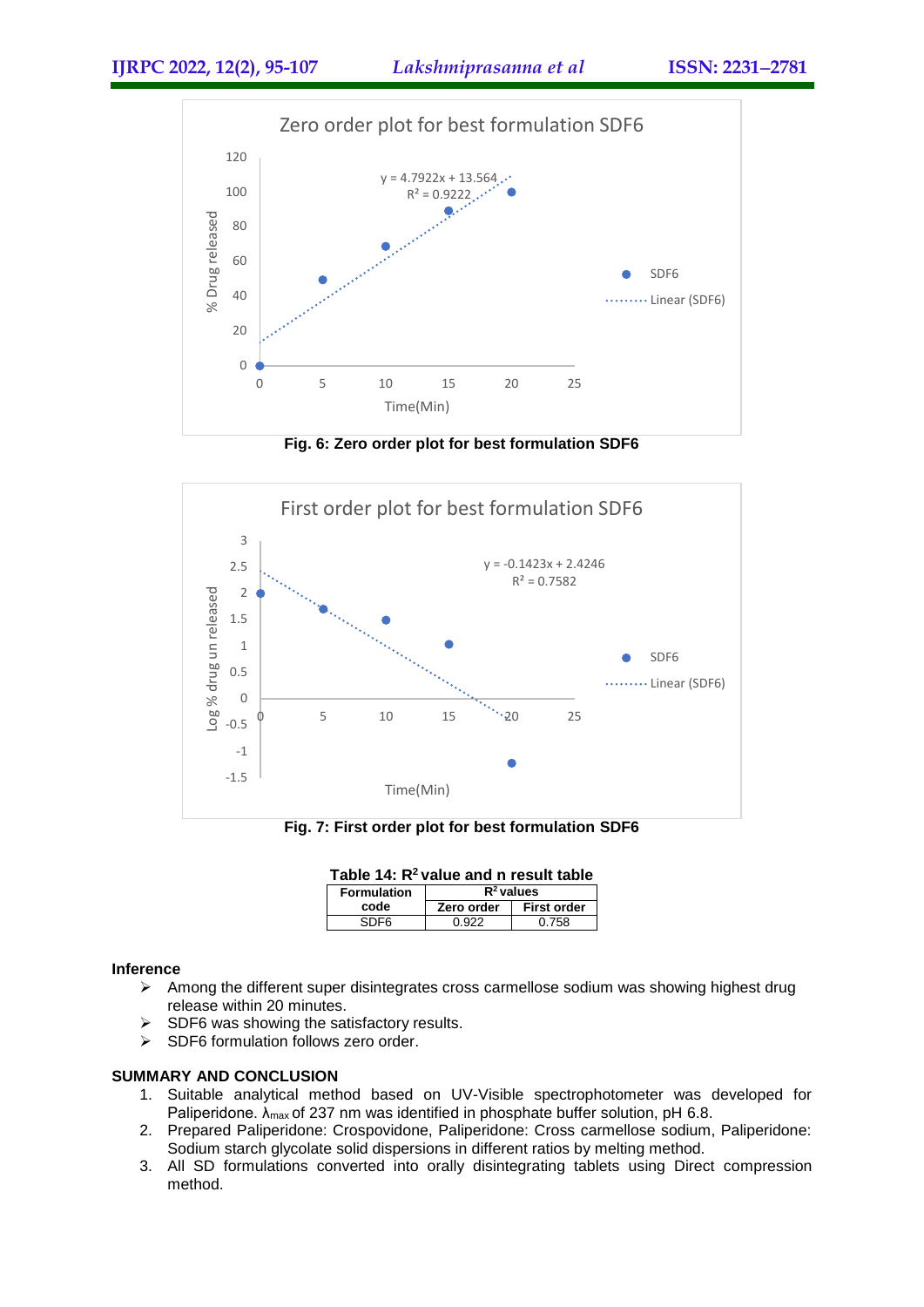Fig. 6: Zero order plot for best formulation SDF6

Fig. 7: First order plot for best formulation SDF6

**Table 14: $R^2$ value and n result table**

| Formulation code | $R^2$ values | |
|---|---|---|
| | Zero order | First order |
| SDF6 | 0.922 | 0.758 |

### Inference

- Among the different super disintegrates cross carmellose sodium was showing highest drug release within 20 minutes.
- SDF6 was showing the satisfactory results.
- SDF6 formulation follows zero order.

## SUMMARY AND CONCLUSION

1. Suitable analytical method based on UV-Visible spectrophotometer was developed for Paliperidone. $\lambda_{max}$ of 237 nm was identified in phosphate buffer solution, pH 6.8.
2. Prepared Paliperidone: Crospovidone, Paliperidone: Cross carmellose sodium, Paliperidone: Sodium starch glycolate solid dispersions in different ratios by melting method.
3. All SD formulations converted into orally disintegrating tablets using Direct compression method.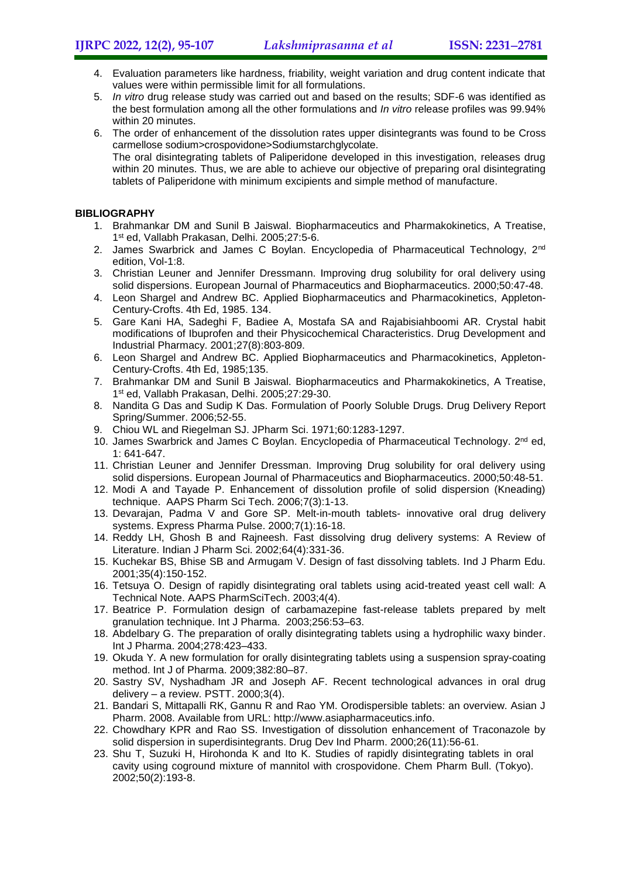4. Evaluation parameters like hardness, friability, weight variation and drug content indicate that values were within permissible limit for all formulations.
5. *In vitro* drug release study was carried out and based on the results; SDF-6 was identified as the best formulation among all the other formulations and *In vitro* release profiles was 99.94% within 20 minutes.
6. The order of enhancement of the dissolution rates upper disintegrants was found to be Cross carmellose sodium>crospovidone>Sodiumstarchglycolate.
   The oral disintegrating tablets of Paliperidone developed in this investigation, releases drug within 20 minutes. Thus, we are able to achieve our objective of preparing oral disintegrating tablets of Paliperidone with minimum excipients and simple method of manufacture.

**BIBLIOGRAPHY**

1. Brahmankar DM and Sunil B Jaiswal. Biopharmaceutics and Pharmakokinetics, A Treatise, 1st ed, Vallabh Prakasan, Delhi. 2005;27:5-6.
2. James Swarbrick and James C Boylan. Encyclopedia of Pharmaceutical Technology, 2nd edition, Vol-1:8.
3. Christian Leuner and Jennifer Dressmann. Improving drug solubility for oral delivery using solid dispersions. European Journal of Pharmaceutics and Biopharmaceutics. 2000;50:47-48.
4. Leon Shargel and Andrew BC. Applied Biopharmaceutics and Pharmacokinetics, Appleton-Century-Crofts. 4th Ed, 1985. 134.
5. Gare Kani HA, Sadeghi F, Badiee A, Mostafa SA and Rajabisiahboomi AR. Crystal habit modifications of Ibuprofen and their Physicochemical Characteristics. Drug Development and Industrial Pharmacy. 2001;27(8):803-809.
6. Leon Shargel and Andrew BC. Applied Biopharmaceutics and Pharmacokinetics, Appleton-Century-Crofts. 4th Ed, 1985;135.
7. Brahmankar DM and Sunil B Jaiswal. Biopharmaceutics and Pharmakokinetics, A Treatise, 1st ed, Vallabh Prakasan, Delhi. 2005;27:29-30.
8. Nandita G Das and Sudip K Das. Formulation of Poorly Soluble Drugs. Drug Delivery Report Spring/Summer. 2006;52-55.
9. Chiou WL and Riegelman SJ. JPharm Sci. 1971;60:1283-1297.
10. James Swarbrick and James C Boylan. Encyclopedia of Pharmaceutical Technology. 2nd ed, 1: 641-647.
11. Christian Leuner and Jennifer Dressman. Improving Drug solubility for oral delivery using solid dispersions. European Journal of Pharmaceutics and Biopharmaceutics. 2000;50:48-51.
12. Modi A and Tayade P. Enhancement of dissolution profile of solid dispersion (Kneading) technique. AAPS Pharm Sci Tech. 2006;7(3):1-13.
13. Devarajan, Padma V and Gore SP. Melt-in-mouth tablets- innovative oral drug delivery systems. Express Pharma Pulse. 2000;7(1):16-18.
14. Reddy LH, Ghosh B and Rajneesh. Fast dissolving drug delivery systems: A Review of Literature. Indian J Pharm Sci. 2002;64(4):331-36.
15. Kuchekar BS, Bhise SB and Armugam V. Design of fast dissolving tablets. Ind J Pharm Edu. 2001;35(4):150-152.
16. Tetsuya O. Design of rapidly disintegrating oral tablets using acid-treated yeast cell wall: A Technical Note. AAPS PharmSciTech. 2003;4(4).
17. Beatrice P. Formulation design of carbamazepine fast-release tablets prepared by melt granulation technique. Int J Pharma. 2003;256:53–63.
18. Abdelbary G. The preparation of orally disintegrating tablets using a hydrophilic waxy binder. Int J Pharma. 2004;278:423–433.
19. Okuda Y. A new formulation for orally disintegrating tablets using a suspension spray-coating method. Int J of Pharma. 2009;382:80–87.
20. Sastry SV, Nyshadham JR and Joseph AF. Recent technological advances in oral drug delivery – a review. PSTT. 2000;3(4).
21. Bandari S, Mittapalli RK, Gannu R and Rao YM. Orodispersible tablets: an overview. Asian J Pharm. 2008. Available from URL: http://www.asiapharmaceutics.info.
22. Chowdhary KPR and Rao SS. Investigation of dissolution enhancement of Traconazole by solid dispersion in superdisintegrants. Drug Dev Ind Pharm. 2000;26(11):56-61.
23. Shu T, Suzuki H, Hirohonda K and Ito K. Studies of rapidly disintegrating tablets in oral cavity using coground mixture of mannitol with crospovidone. Chem Pharm Bull. (Tokyo). 2002;50(2):193-8.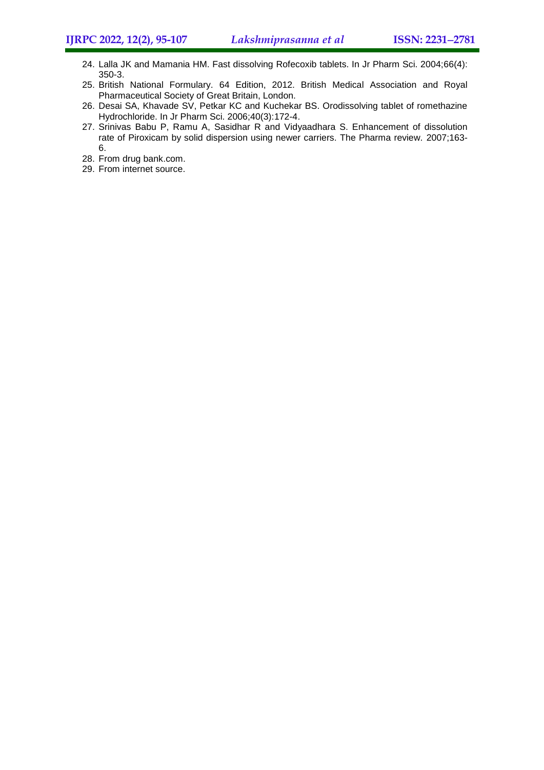24. Lalla JK and Mamania HM. Fast dissolving Rofecoxib tablets. In Jr Pharm Sci. 2004;66(4): 350-3.
25. British National Formulary. 64 Edition, 2012. British Medical Association and Royal Pharmaceutical Society of Great Britain, London.
26. Desai SA, Khavade SV, Petkar KC and Kuchekar BS. Orodissolving tablet of romethazine Hydrochloride. In Jr Pharm Sci. 2006;40(3):172-4.
27. Srinivas Babu P, Ramu A, Sasidhar R and Vidyaadhara S. Enhancement of dissolution rate of Piroxicam by solid dispersion using newer carriers. The Pharma review. 2007;163-6.
28. From drug bank.com.
29. From internet source.